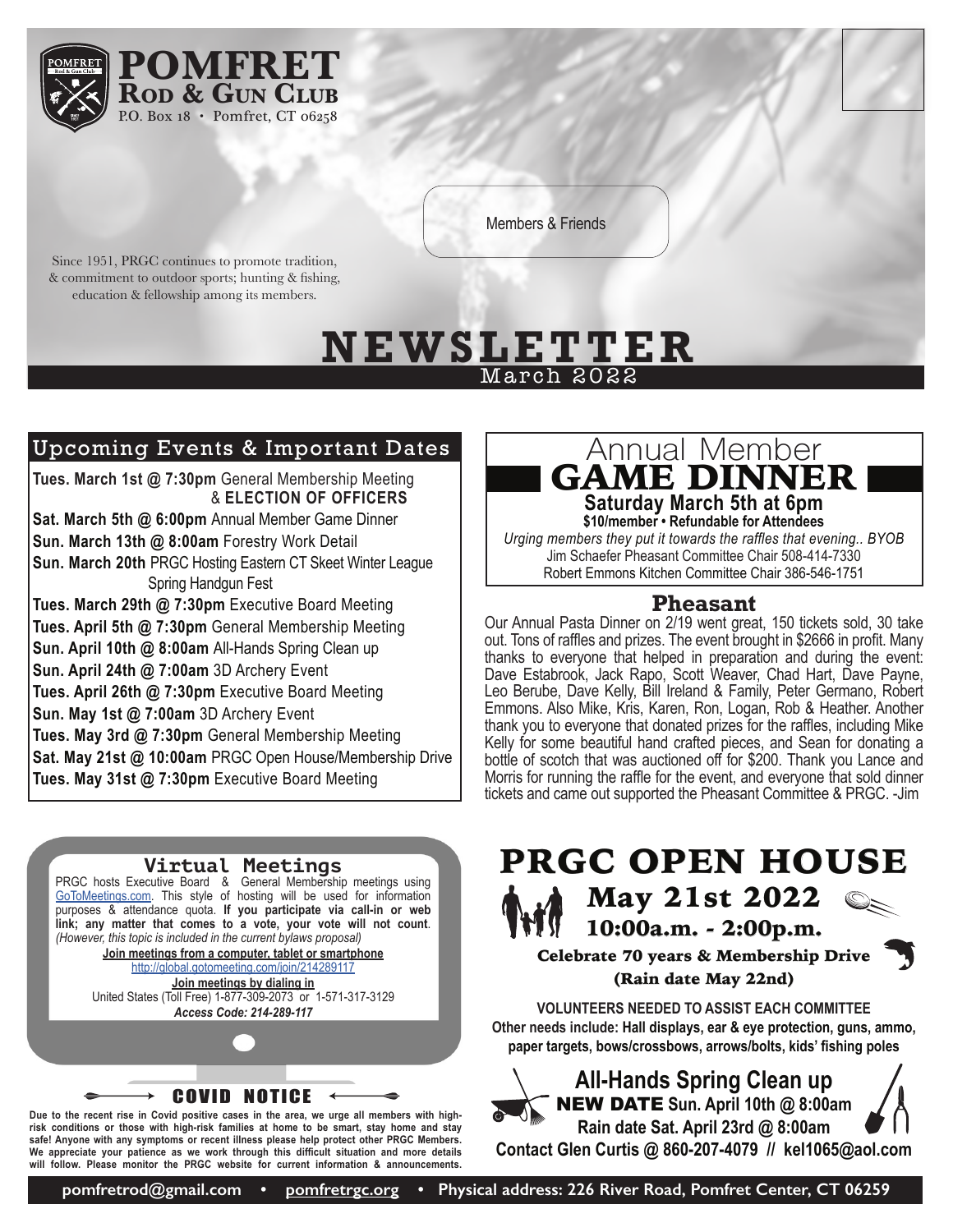# POMFRET ROD & GUN CLUB

P.O. Box 18 • Pomfret, CT 06258

Members & Friends

Since 1951, PRGC continues to promote tradition, & commitment to outdoor sports; hunting & fishing, education & fellowship among its members.

# NEWSLETTER

March 2022

## Upcoming Events & Important Dates

**Tues. March 1st @ 7:30pm** General Membership Meeting & **ELECTION OF OFFICERS**

**Sat. March 5th @ 6:00pm** Annual Member Game Dinner

**Sun. March 13th @ 8:00am** Forestry Work Detail

**Sun. March 20th** PRGC Hosting Eastern CT Skeet Winter League Spring Handgun Fest

**Tues. March 29th @ 7:30pm** Executive Board Meeting

**Tues. April 5th @ 7:30pm** General Membership Meeting

**Sun. April 10th @ 8:00am** All-Hands Spring Clean up

**Sun. April 24th @ 7:00am** 3D Archery Event

**Tues. April 26th @ 7:30pm** Executive Board Meeting

**Sun. May 1st @ 7:00am** 3D Archery Event

**Tues. May 3rd @ 7:30pm** General Membership Meeting

**Sat. May 21st @ 10:00am** PRGC Open House/Membership Drive

**Tues. May 31st @ 7:30pm** Executive Board Meeting

## Annual Member GAME DINNER

**Saturday March 5th at 6pm**

**$10/member • Refundable for Attendees**

*Urging members they put it towards the raffles that evening.. BYOB*

Jim Schaefer Pheasant Committee Chair 508-414-7330

Robert Emmons Kitchen Committee Chair 386-546-1751

## Pheasant

Our Annual Pasta Dinner on 2/19 went great, 150 tickets sold, 30 take out. Tons of raffles and prizes. The event brought in $2666 in profit. Many thanks to everyone that helped in preparation and during the event: Dave Estabrook, Jack Rapo, Scott Weaver, Chad Hart, Dave Payne, Leo Berube, Dave Kelly, Bill Ireland & Family, Peter Germano, Robert Emmons. Also Mike, Kris, Karen, Ron, Logan, Rob & Heather. Another thank you to everyone that donated prizes for the raffles, including Mike Kelly for some beautiful hand crafted pieces, and Sean for donating a bottle of scotch that was auctioned off for $200. Thank you Lance and Morris for running the raffle for the event, and everyone that sold dinner tickets and came out supported the Pheasant Committee & PRGC. -Jim

## Virtual Meetings

PRGC hosts Executive Board & General Membership meetings using GoToMeetings.com. This style of hosting will be used for information purposes & attendance quota. **If you participate via call-in or web link; any matter that comes to a vote, your vote will not count**. *(However, this topic is included in the current bylaws proposal)*

**Join meetings from a computer, tablet or smartphone**

http://global.gotomeeting.com/join/214289117

**Join meetings by dialing in**

United States (Toll Free) 1-877-309-2073 or 1-571-317-3129

***Access Code: 214-289-117***

## COVID NOTICE

**Due to the recent rise in Covid positive cases in the area, we urge all members with high-risk conditions or those with high-risk families at home to be smart, stay home and stay safe! Anyone with any symptoms or recent illness please help protect other PRGC Members. We appreciate your patience as we work through this difficult situation and more details will follow. Please monitor the PRGC website for current information & announcements.**

## PRGC OPEN HOUSE

**May 21st 2022**

**10:00a.m. - 2:00p.m.**

**Celebrate 70 years & Membership Drive**

**(Rain date May 22nd)**

**VOLUNTEERS NEEDED TO ASSIST EACH COMMITTEE**

**Other needs include: Hall displays, ear & eye protection, guns, ammo, paper targets, bows/crossbows, arrows/bolts, kids' fishing poles**

## All-Hands Spring Clean up

**NEW DATE Sun. April 10th @ 8:00am**

**Rain date Sat. April 23rd @ 8:00am**

**Contact Glen Curtis @ 860-207-4079 // kel1065@aol.com**

pomfretrod@gmail.com • pomfretrgc.org • Physical address: 226 River Road, Pomfret Center, CT 06259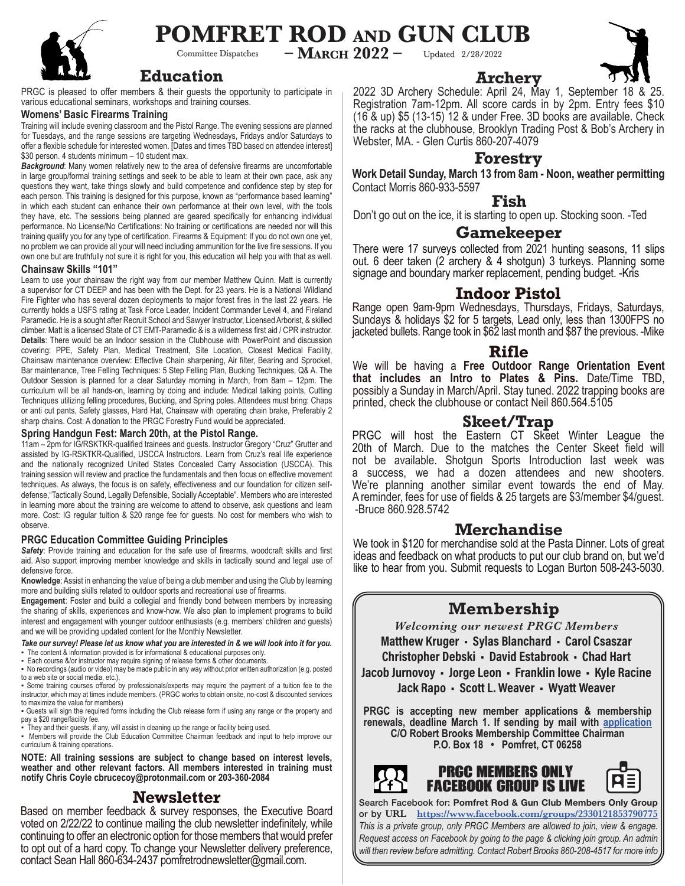# POMFRET ROD AND GUN CLUB

Committee Dispatches — March 2022 — Updated 2/28/2022

## Education

PRGC is pleased to offer members & their guests the opportunity to participate in various educational seminars, workshops and training courses.

### Womens' Basic Firearms Training

Training will include evening classroom and the Pistol Range. The evening sessions are planned for Tuesdays, and the range sessions are targeting Wednesdays, Fridays and/or Saturdays to offer a flexible schedule for interested women. [Dates and times TBD based on attendee interest] $30 person. 4 students minimum – 10 student max.

***Background***: Many women relatively new to the area of defensive firearms are uncomfortable in large group/formal training settings and seek to be able to learn at their own pace, ask any questions they want, take things slowly and build competence and confidence step by step for each person. This training is designed for this purpose, known as "performance based learning" in which each student can enhance their own performance at their own level, with the tools they have, etc. The sessions being planned are geared specifically for enhancing individual performance. No License/No Certifications: No training or certifications are needed nor will this training qualify you for any type of certification. Firearms & Equipment: If you do not own one yet, no problem we can provide all your will need including ammunition for the live fire sessions. If you own one but are truthfully not sure it is right for you, this education will help you with that as well.

### Chainsaw Skills "101"

Learn to use your chainsaw the right way from our member Matthew Quinn. Matt is currently a supervisor for CT DEEP and has been with the Dept. for 23 years. He is a National Wildland Fire Fighter who has several dozen deployments to major forest fires in the last 22 years. He currently holds a USFS rating at Task Force Leader, Incident Commander Level 4, and Fireland Paramedic. He is a sought after Recruit School and Sawyer Instructor, Licensed Arborist, & skilled climber. Matt is a licensed State of CT EMT-Paramedic & is a wilderness first aid / CPR instructor. **Details**: There would be an Indoor session in the Clubhouse with PowerPoint and discussion covering: PPE, Safety Plan, Medical Treatment, Site Location, Closest Medical Facility, Chainsaw maintenance overview: Effective Chain sharpening, Air filter, Bearing and Sprocket, Bar maintenance, Tree Felling Techniques: 5 Step Felling Plan, Bucking Techniques, Q& A. The Outdoor Session is planned for a clear Saturday morning in March, from 8am – 12pm. The curriculum will be all hands-on, learning by doing and include: Medical talking points, Cutting Techniques utilizing felling procedures, Bucking, and Spring poles. Attendees must bring: Chaps or anti cut pants, Safety glasses, Hard Hat, Chainsaw with operating chain brake, Preferably 2 sharp chains. Cost: A donation to the PRGC Forestry Fund would be appreciated.

### Spring Handgun Fest: March 20th, at the Pistol Range.

11am – 2pm for IG/RSKTKR-qualified trainees and guests. Instructor Gregory "Cruz" Grutter and assisted by IG-RSKTKR-Qualified, USCCA Instructors. Learn from Cruz's real life experience and the nationally recognized United States Concealed Carry Association (USCCA). This training session will review and practice the fundamentals and then focus on effective movement techniques. As always, the focus is on safety, effectiveness and our foundation for citizen self-defense,"Tactically Sound, Legally Defensible, Socially Acceptable". Members who are interested in learning more about the training are welcome to attend to observe, ask questions and learn more. Cost: IG regular tuition & $20 range fee for guests. No cost for members who wish to observe.

### PRGC Education Committee Guiding Principles

***Safety***: Provide training and education for the safe use of firearms, woodcraft skills and first aid. Also support improving member knowledge and skills in tactically sound and legal use of defensive force.

**Knowledge**: Assist in enhancing the value of being a club member and using the Club by learning more and building skills related to outdoor sports and recreational use of firearms.

**Engagement**: Foster and build a collegial and friendly bond between members by increasing the sharing of skills, experiences and know-how. We also plan to implement programs to build interest and engagement with younger outdoor enthusiasts (e.g. members' children and guests) and we will be providing updated content for the Monthly Newsletter.

***Take our survey! Please let us know what you are interested in & we will look into it for you.***

- The content & information provided is for informational & educational purposes only.
- Each course &/or instructor may require signing of release forms & other documents.
- No recordings (audio or video) may be made public in any way without prior written authorization (e.g. posted to a web site or social media, etc.),
- Some training courses offered by professionals/experts may require the payment of a tuition fee to the instructor, which may at times include members. (PRGC works to obtain onsite, no-cost & discounted services to maximize the value for members)
- Guests will sign the required forms including the Club release form if using any range or the property and pay a $20 range/facility fee.
- They and their guests, if any, will assist in cleaning up the range or facility being used.
- Members will provide the Club Education Committee Chairman feedback and input to help improve our curriculum & training operations.

**NOTE: All training sessions are subject to change based on interest levels, weather and other relevant factors. All members interested in training must notify Chris Coyle cbrucecoy@protonmail.com or 203-360-2084**

## Newsletter

Based on member feedback & survey responses, the Executive Board voted on 2/22/22 to continue mailing the club newsletter indefinitely, while continuing to offer an electronic option for those members that would prefer to opt out of a hard copy. To change your Newsletter delivery preference, contact Sean Hall 860-634-2437 pomfretrodnewsletter@gmail.com.

## Archery

2022 3D Archery Schedule: April 24, May 1, September 18 & 25. Registration 7am-12pm. All score cards in by 2pm. Entry fees $10 (16 & up) $5 (13-15) 12 & under Free. 3D books are available. Check the racks at the clubhouse, Brooklyn Trading Post & Bob's Archery in Webster, MA. - Glen Curtis 860-207-4079

## Forestry

**Work Detail Sunday, March 13 from 8am - Noon, weather permitting**
Contact Morris 860-933-5597

## Fish

Don't go out on the ice, it is starting to open up. Stocking soon. -Ted

## Gamekeeper

There were 17 surveys collected from 2021 hunting seasons, 11 slips out. 6 deer taken (2 archery & 4 shotgun) 3 turkeys. Planning some signage and boundary marker replacement, pending budget. -Kris

## Indoor Pistol

Range open 9am-9pm Wednesdays, Thursdays, Fridays, Saturdays, Sundays & holidays $2 for 5 targets, Lead only, less than 1300FPS no jacketed bullets. Range took in $62 last month and $87 the previous. -Mike

## Rifle

We will be having a **Free Outdoor Range Orientation Event that includes an Intro to Plates & Pins.** Date/Time TBD, possibly a Sunday in March/April. Stay tuned. 2022 trapping books are printed, check the clubhouse or contact Neil 860.564.5105

## Skeet/Trap

PRGC will host the Eastern CT Skeet Winter League the 20th of March. Due to the matches the Center Skeet field will not be available. Shotgun Sports Introduction last week was a success, we had a dozen attendees and new shooters. We're planning another similar event towards the end of May. A reminder, fees for use of fields & 25 targets are $3/member $4/guest. -Bruce 860.928.5742

## Merchandise

We took in $120 for merchandise sold at the Pasta Dinner. Lots of great ideas and feedback on what products to put our club brand on, but we'd like to hear from you. Submit requests to Logan Burton 508-243-5030.

## Membership

*Welcoming our newest PRGC Members*

**Matthew Kruger • Sylas Blanchard • Carol Csaszar**
**Christopher Debski • David Estabrook • Chad Hart**
**Jacob Jurnovoy • Jorge Leon • Franklin lowe • Kyle Racine**
**Jack Rapo • Scott L. Weaver • Wyatt Weaver**

**PRGC is accepting new member applications & membership renewals, deadline March 1. If sending by mail with application C/O Robert Brooks Membership Committee Chairman P.O. Box 18 • Pomfret, CT 06258**

**PRGC MEMBERS ONLY FACEBOOK GROUP IS LIVE**

Search Facebook for: **Pomfret Rod & Gun Club Members Only Group** or by URL https://www.facebook.com/groups/2330121853790775

*This is a private group, only PRGC Members are allowed to join, view & engage. Request access on Facebook by going to the page & clicking join group. An admin will then review before admitting. Contact Robert Brooks 860-208-4517 for more info*